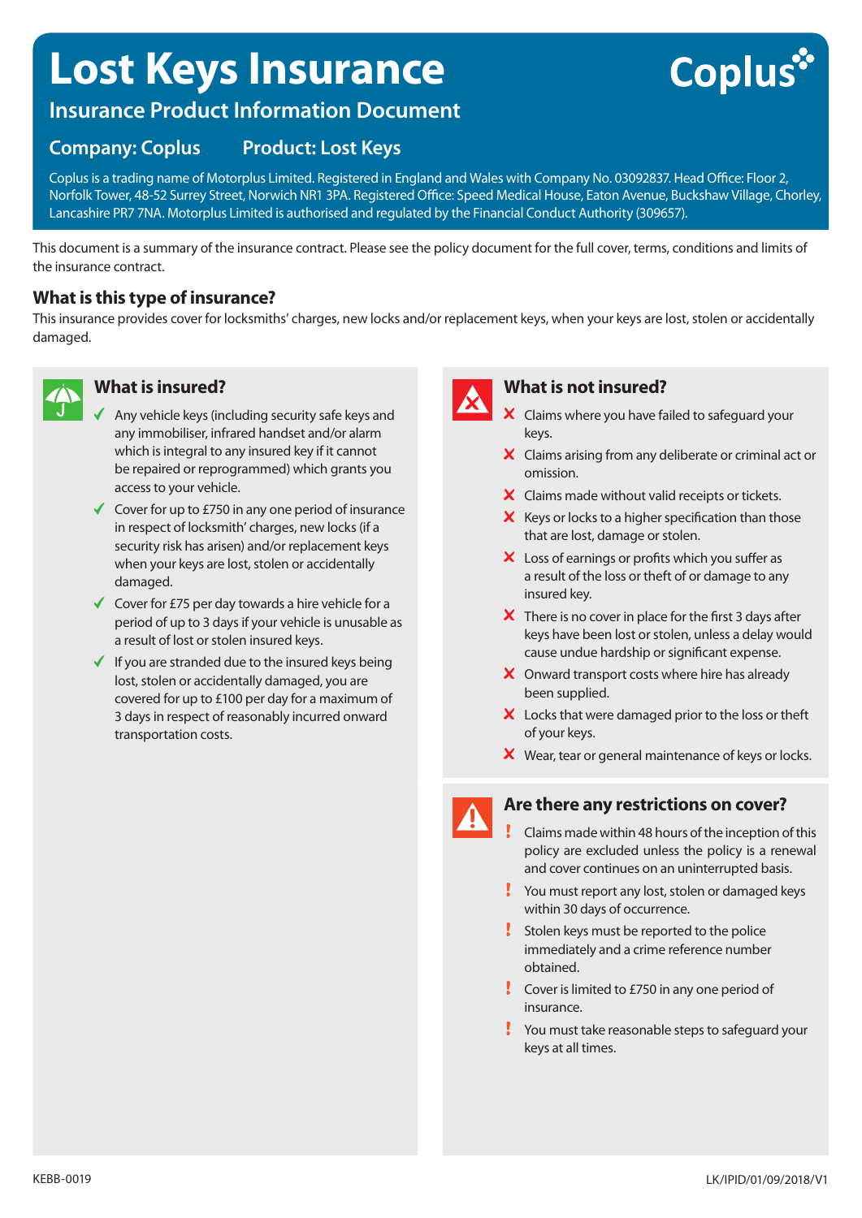# Lost Keys Insurance

## Insurance Product Information Document

**Company: Coplus** **Product: Lost Keys**

Coplus is a trading name of Motorplus Limited. Registered in England and Wales with Company No. 03092837. Head Office: Floor 2, Norfolk Tower, 48-52 Surrey Street, Norwich NR1 3PA. Registered Office: Speed Medical House, Eaton Avenue, Buckshaw Village, Chorley, Lancashire PR7 7NA. Motorplus Limited is authorised and regulated by the Financial Conduct Authority (309657).

This document is a summary of the insurance contract. Please see the policy document for the full cover, terms, conditions and limits of the insurance contract.

### What is this type of insurance?

This insurance provides cover for locksmiths' charges, new locks and/or replacement keys, when your keys are lost, stolen or accidentally damaged.

### What is insured?

- ✓ Any vehicle keys (including security safe keys and any immobiliser, infrared handset and/or alarm which is integral to any insured key if it cannot be repaired or reprogrammed) which grants you access to your vehicle.
- ✓ Cover for up to £750 in any one period of insurance in respect of locksmith' charges, new locks (if a security risk has arisen) and/or replacement keys when your keys are lost, stolen or accidentally damaged.
- ✓ Cover for £75 per day towards a hire vehicle for a period of up to 3 days if your vehicle is unusable as a result of lost or stolen insured keys.
- ✓ If you are stranded due to the insured keys being lost, stolen or accidentally damaged, you are covered for up to £100 per day for a maximum of 3 days in respect of reasonably incurred onward transportation costs.

### What is not insured?

- ✗ Claims where you have failed to safeguard your keys.
- ✗ Claims arising from any deliberate or criminal act or omission.
- ✗ Claims made without valid receipts or tickets.
- ✗ Keys or locks to a higher specification than those that are lost, damage or stolen.
- ✗ Loss of earnings or profits which you suffer as a result of the loss or theft of or damage to any insured key.
- ✗ There is no cover in place for the first 3 days after keys have been lost or stolen, unless a delay would cause undue hardship or significant expense.
- ✗ Onward transport costs where hire has already been supplied.
- ✗ Locks that were damaged prior to the loss or theft of your keys.
- ✗ Wear, tear or general maintenance of keys or locks.

### Are there any restrictions on cover?

- ! Claims made within 48 hours of the inception of this policy are excluded unless the policy is a renewal and cover continues on an uninterrupted basis.
- ! You must report any lost, stolen or damaged keys within 30 days of occurrence.
- ! Stolen keys must be reported to the police immediately and a crime reference number obtained.
- ! Cover is limited to £750 in any one period of insurance.
- ! You must take reasonable steps to safeguard your keys at all times.

KEBB-0019 LK/IPID/01/09/2018/V1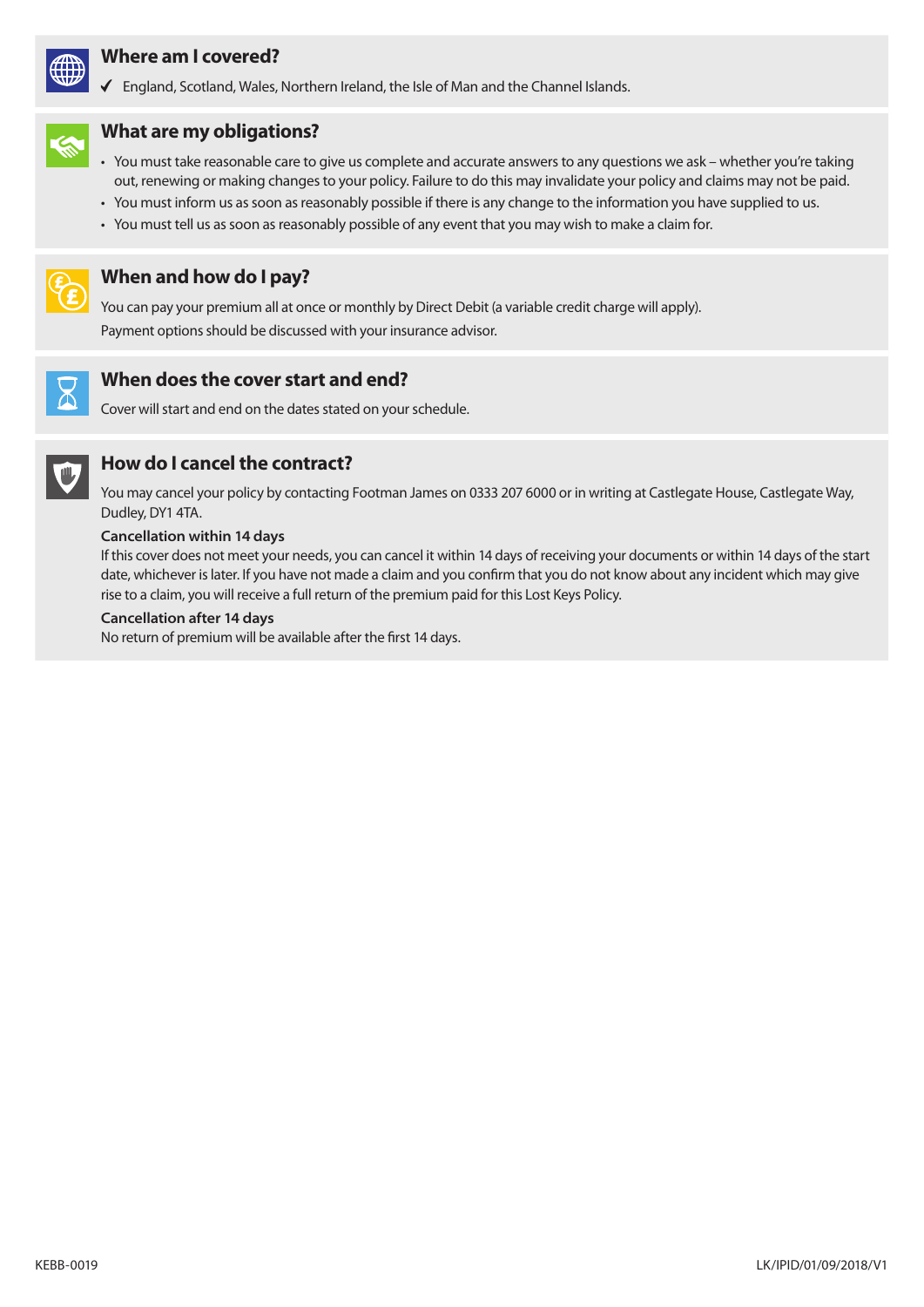## Where am I covered?

✔ England, Scotland, Wales, Northern Ireland, the Isle of Man and the Channel Islands.

## What are my obligations?

- You must take reasonable care to give us complete and accurate answers to any questions we ask – whether you're taking out, renewing or making changes to your policy. Failure to do this may invalidate your policy and claims may not be paid.
- You must inform us as soon as reasonably possible if there is any change to the information you have supplied to us.
- You must tell us as soon as reasonably possible of any event that you may wish to make a claim for.

## When and how do I pay?

You can pay your premium all at once or monthly by Direct Debit (a variable credit charge will apply).

Payment options should be discussed with your insurance advisor.

## When does the cover start and end?

Cover will start and end on the dates stated on your schedule.

## How do I cancel the contract?

You may cancel your policy by contacting Footman James on 0333 207 6000 or in writing at Castlegate House, Castlegate Way, Dudley, DY1 4TA.

**Cancellation within 14 days**

If this cover does not meet your needs, you can cancel it within 14 days of receiving your documents or within 14 days of the start date, whichever is later. If you have not made a claim and you confirm that you do not know about any incident which may give rise to a claim, you will receive a full return of the premium paid for this Lost Keys Policy.

**Cancellation after 14 days**

No return of premium will be available after the first 14 days.

KEBB-0019 LK/IPID/01/09/2018/V1